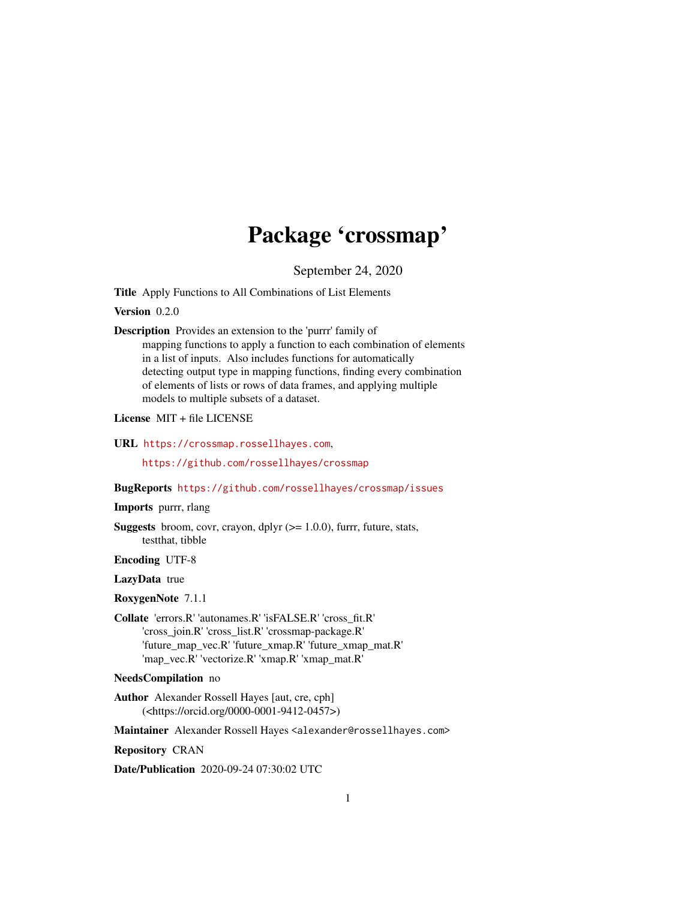# Package 'crossmap'

September 24, 2020

**Title** Apply Functions to All Combinations of List Elements

**Version** 0.2.0

**Description** Provides an extension to the 'purrr' family of mapping functions to apply a function to each combination of elements in a list of inputs. Also includes functions for automatically detecting output type in mapping functions, finding every combination of elements of lists or rows of data frames, and applying multiple models to multiple subsets of a dataset.

**License** MIT + file LICENSE

**URL** https://crossmap.rossellhayes.com, https://github.com/rossellhayes/crossmap

**BugReports** https://github.com/rossellhayes/crossmap/issues

**Imports** purrr, rlang

**Suggests** broom, covr, crayon, dplyr (>= 1.0.0), furrr, future, stats, testthat, tibble

**Encoding** UTF-8

**LazyData** true

**RoxygenNote** 7.1.1

**Collate** 'errors.R' 'autonames.R' 'isFALSE.R' 'cross_fit.R' 'cross_join.R' 'cross_list.R' 'crossmap-package.R' 'future_map_vec.R' 'future_xmap.R' 'future_xmap_mat.R' 'map_vec.R' 'vectorize.R' 'xmap.R' 'xmap_mat.R'

**NeedsCompilation** no

**Author** Alexander Rossell Hayes [aut, cre, cph] (<https://orcid.org/0000-0001-9412-0457>)

**Maintainer** Alexander Rossell Hayes <alexander@rossellhayes.com>

**Repository** CRAN

**Date/Publication** 2020-09-24 07:30:02 UTC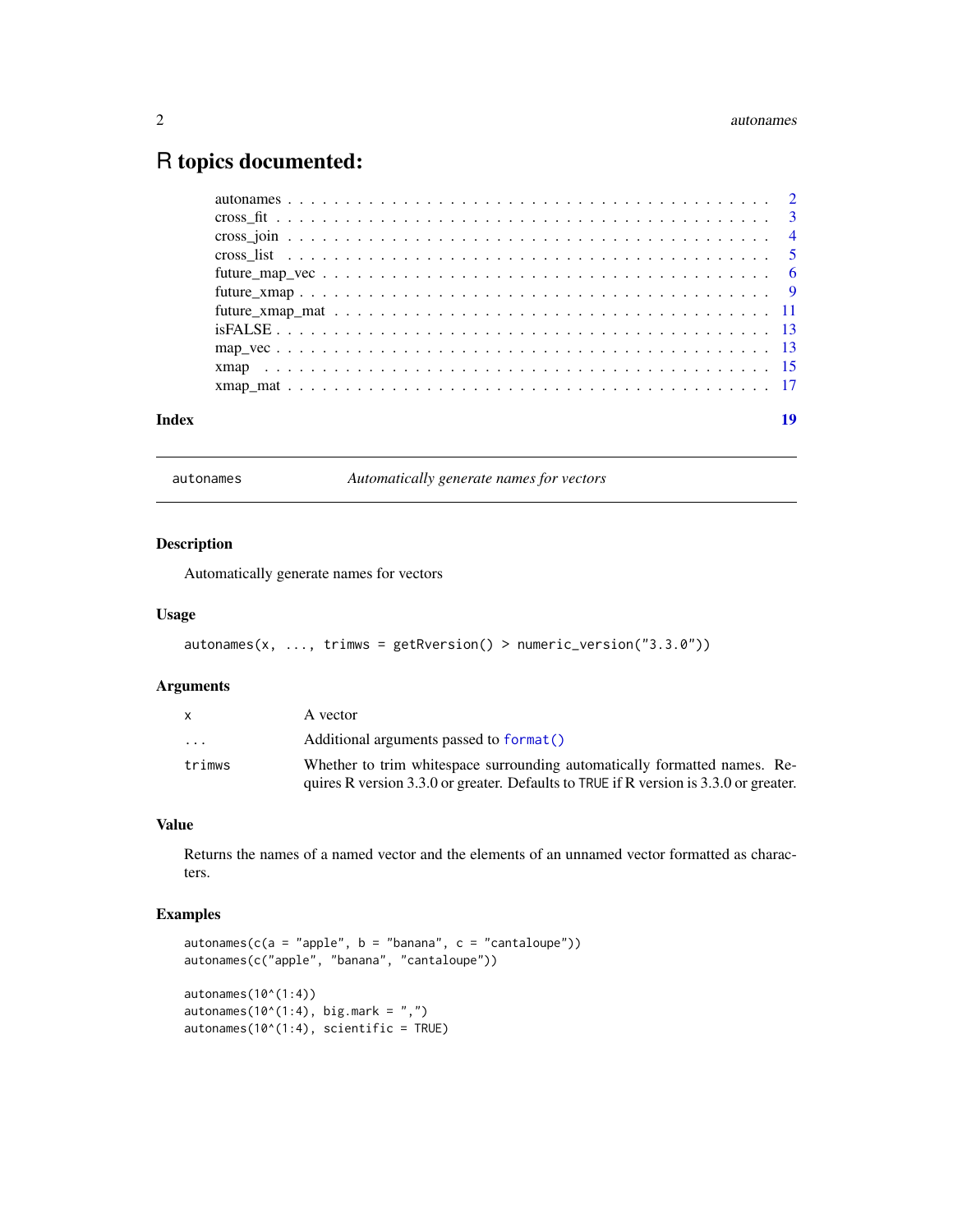# R topics documented:

| | |
|---|---|
| autonames | 2 |
| cross_fit | 3 |
| cross_join | 4 |
| cross_list | 5 |
| future_map_vec | 6 |
| future_xmap | 9 |
| future_xmap_mat | 11 |
| isFALSE | 13 |
| map_vec | 13 |
| xmap | 15 |
| xmap_mat | 17 |
| **Index** | **19** |

---

`autonames` *Automatically generate names for vectors*

---

### Description

Automatically generate names for vectors

### Usage

```
autonames(x, ..., trimws = getRversion() > numeric_version("3.3.0"))
```

### Arguments

| | |
|---|---|
| `x` | A vector |
| `...` | Additional arguments passed to `format()` |
| `trimws` | Whether to trim whitespace surrounding automatically formatted names. Requires R version 3.3.0 or greater. Defaults to `TRUE` if R version is 3.3.0 or greater. |

### Value

Returns the names of a named vector and the elements of an unnamed vector formatted as characters.

### Examples

```
autonames(c(a = "apple", b = "banana", c = "cantaloupe"))
autonames(c("apple", "banana", "cantaloupe"))

autonames(10^(1:4))
autonames(10^(1:4), big.mark = ",")
autonames(10^(1:4), scientific = TRUE)
```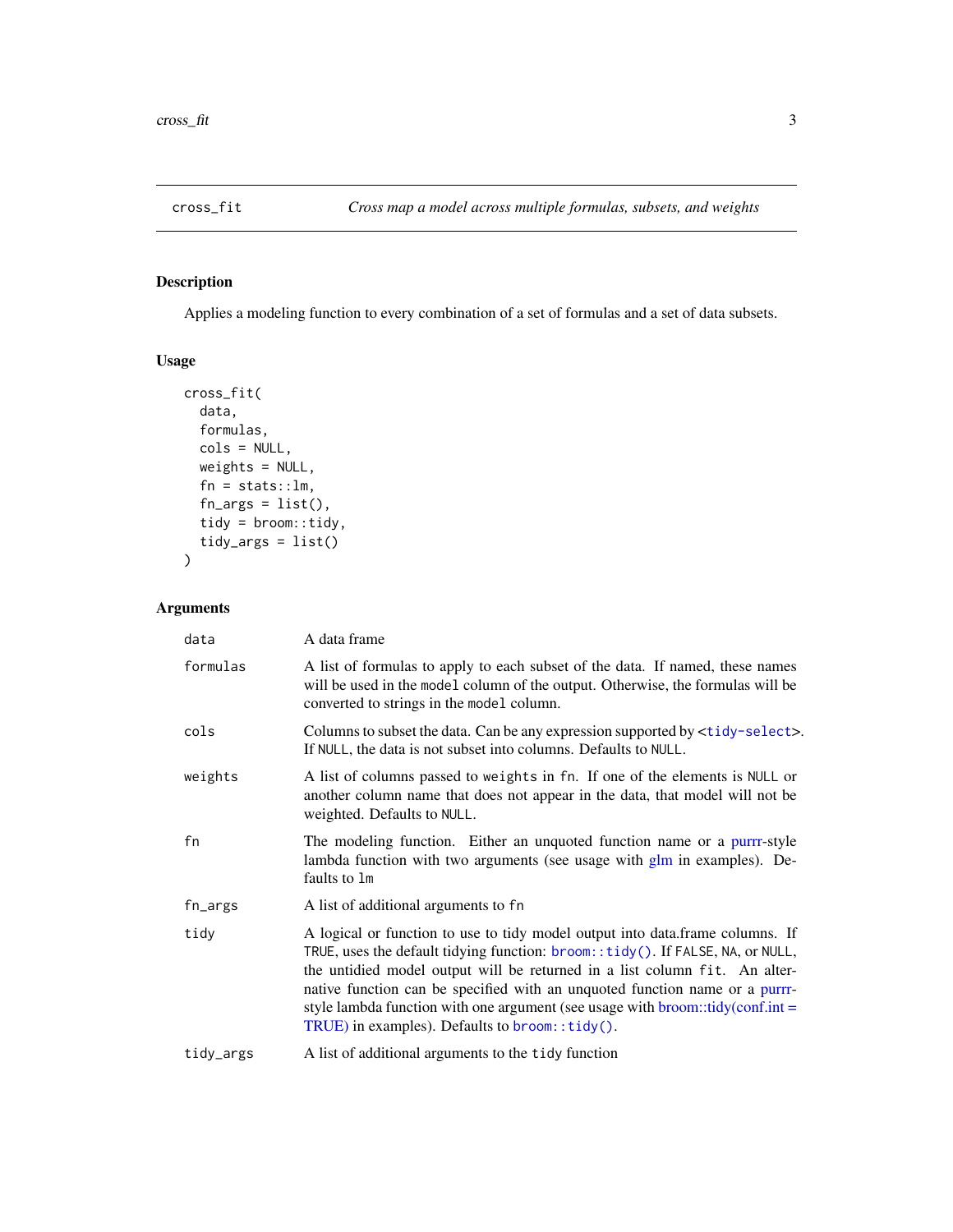# cross_fit — *Cross map a model across multiple formulas, subsets, and weights*

## Description

Applies a modeling function to every combination of a set of formulas and a set of data subsets.

## Usage

```
cross_fit(
  data,
  formulas,
  cols = NULL,
  weights = NULL,
  fn = stats::lm,
  fn_args = list(),
  tidy = broom::tidy,
  tidy_args = list()
)
```

## Arguments

| Argument | Description |
| --- | --- |
| `data` | A data frame |
| `formulas` | A list of formulas to apply to each subset of the data. If named, these names will be used in the `model` column of the output. Otherwise, the formulas will be converted to strings in the `model` column. |
| `cols` | Columns to subset the data. Can be any expression supported by <`tidy-select`>. If `NULL`, the data is not subset into columns. Defaults to `NULL`. |
| `weights` | A list of columns passed to `weights` in `fn`. If one of the elements is `NULL` or another column name that does not appear in the data, that model will not be weighted. Defaults to `NULL`. |
| `fn` | The modeling function. Either an unquoted function name or a purrr-style lambda function with two arguments (see usage with glm in examples). Defaults to `lm` |
| `fn_args` | A list of additional arguments to `fn` |
| `tidy` | A logical or function to use to tidy model output into data.frame columns. If `TRUE`, uses the default tidying function: `broom::tidy()`. If `FALSE`, `NA`, or `NULL`, the untidied model output will be returned in a list column `fit`. An alternative function can be specified with an unquoted function name or a purrr-style lambda function with one argument (see usage with broom::tidy(conf.int = TRUE) in examples). Defaults to `broom::tidy()`. |
| `tidy_args` | A list of additional arguments to the `tidy` function |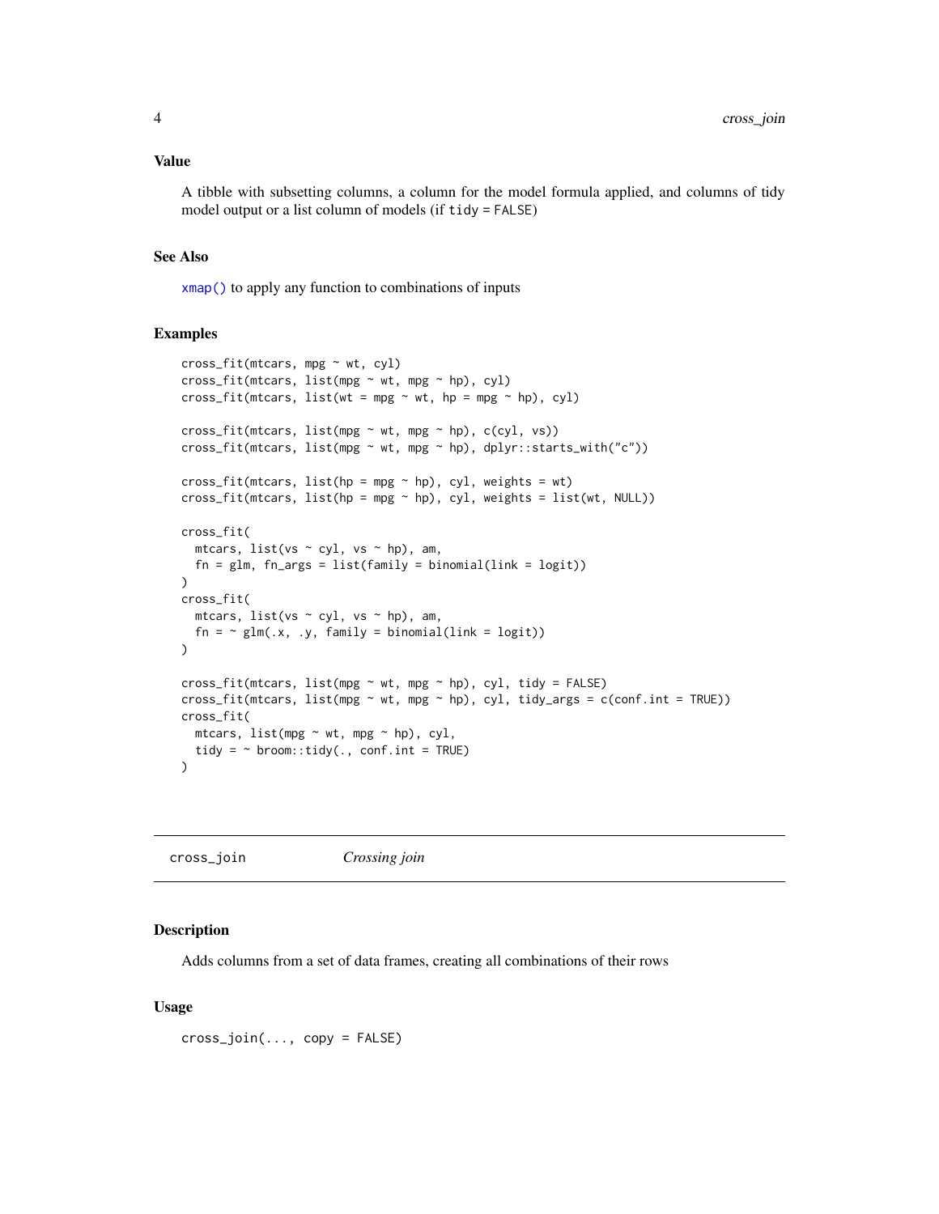### Value

A tibble with subsetting columns, a column for the model formula applied, and columns of tidy model output or a list column of models (if `tidy = FALSE`)

### See Also

`xmap()` to apply any function to combinations of inputs

### Examples

```
cross_fit(mtcars, mpg ~ wt, cyl)
cross_fit(mtcars, list(mpg ~ wt, mpg ~ hp), cyl)
cross_fit(mtcars, list(wt = mpg ~ wt, hp = mpg ~ hp), cyl)

cross_fit(mtcars, list(mpg ~ wt, mpg ~ hp), c(cyl, vs))
cross_fit(mtcars, list(mpg ~ wt, mpg ~ hp), dplyr::starts_with("c"))

cross_fit(mtcars, list(hp = mpg ~ hp), cyl, weights = wt)
cross_fit(mtcars, list(hp = mpg ~ hp), cyl, weights = list(wt, NULL))

cross_fit(
  mtcars, list(vs ~ cyl, vs ~ hp), am,
  fn = glm, fn_args = list(family = binomial(link = logit))
)
cross_fit(
  mtcars, list(vs ~ cyl, vs ~ hp), am,
  fn = ~ glm(.x, .y, family = binomial(link = logit))
)

cross_fit(mtcars, list(mpg ~ wt, mpg ~ hp), cyl, tidy = FALSE)
cross_fit(mtcars, list(mpg ~ wt, mpg ~ hp), cyl, tidy_args = c(conf.int = TRUE))
cross_fit(
  mtcars, list(mpg ~ wt, mpg ~ hp), cyl,
  tidy = ~ broom::tidy(., conf.int = TRUE)
)
```

---

## cross_join — *Crossing join*

### Description

Adds columns from a set of data frames, creating all combinations of their rows

### Usage

```
cross_join(..., copy = FALSE)
```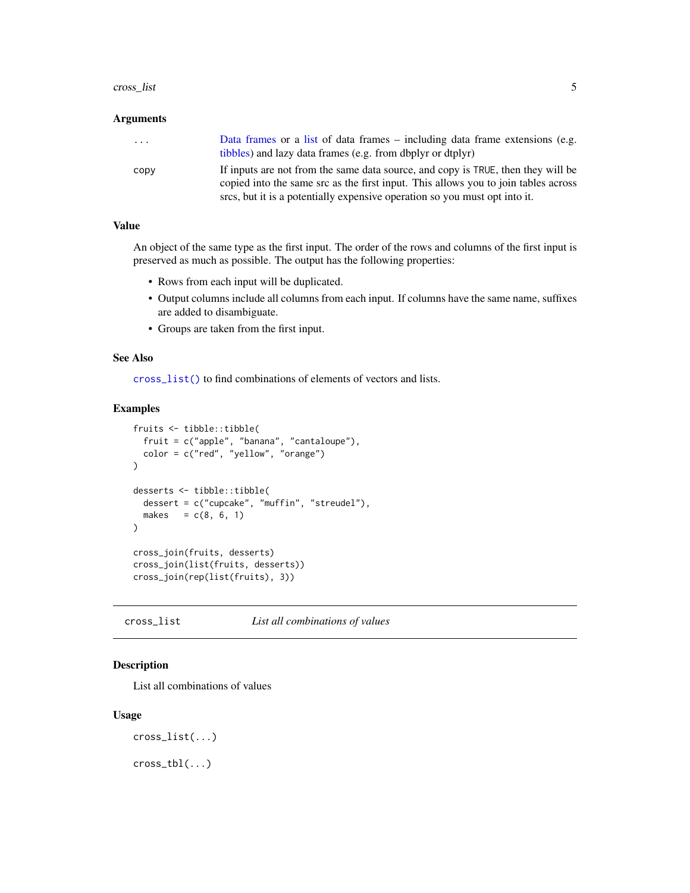### Arguments

| | |
|---|---|
| ... | Data frames or a list of data frames – including data frame extensions (e.g. tibbles) and lazy data frames (e.g. from dbplyr or dtplyr) |
| copy | If inputs are not from the same data source, and copy is TRUE, then they will be copied into the same src as the first input. This allows you to join tables across srcs, but it is a potentially expensive operation so you must opt into it. |

### Value

An object of the same type as the first input. The order of the rows and columns of the first input is preserved as much as possible. The output has the following properties:

- Rows from each input will be duplicated.
- Output columns include all columns from each input. If columns have the same name, suffixes are added to disambiguate.
- Groups are taken from the first input.

### See Also

`cross_list()` to find combinations of elements of vectors and lists.

### Examples

```
fruits <- tibble::tibble(
  fruit = c("apple", "banana", "cantaloupe"),
  color = c("red", "yellow", "orange")
)

desserts <- tibble::tibble(
  dessert = c("cupcake", "muffin", "streudel"),
  makes   = c(8, 6, 1)
)

cross_join(fruits, desserts)
cross_join(list(fruits, desserts))
cross_join(rep(list(fruits), 3))
```

---

## cross_list — *List all combinations of values*

### Description

List all combinations of values

### Usage

```
cross_list(...)

cross_tbl(...)
```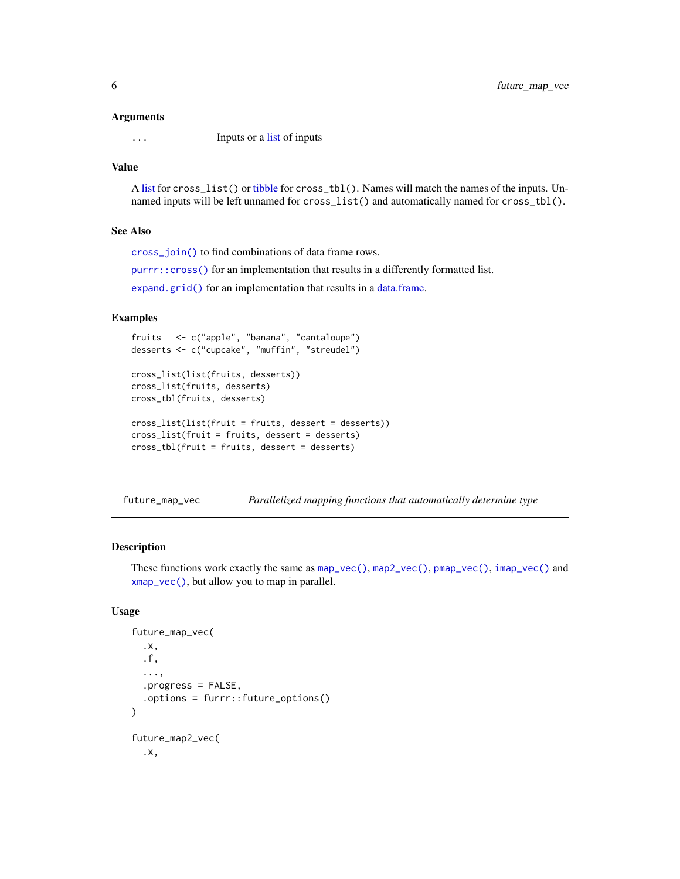### Arguments

`...` Inputs or a list of inputs

### Value

A list for `cross_list()` or tibble for `cross_tbl()`. Names will match the names of the inputs. Unnamed inputs will be left unnamed for `cross_list()` and automatically named for `cross_tbl()`.

### See Also

`cross_join()` to find combinations of data frame rows.

`purrr::cross()` for an implementation that results in a differently formatted list.

`expand.grid()` for an implementation that results in a data.frame.

### Examples

```
fruits   <- c("apple", "banana", "cantaloupe")
desserts <- c("cupcake", "muffin", "streudel")

cross_list(list(fruits, desserts))
cross_list(fruits, desserts)
cross_tbl(fruits, desserts)

cross_list(list(fruit = fruits, dessert = desserts))
cross_list(fruit = fruits, dessert = desserts)
cross_tbl(fruit = fruits, dessert = desserts)
```

---

## future_map_vec — *Parallelized mapping functions that automatically determine type*

---

### Description

These functions work exactly the same as `map_vec()`, `map2_vec()`, `pmap_vec()`, `imap_vec()` and `xmap_vec()`, but allow you to map in parallel.

### Usage

```
future_map_vec(
  .x,
  .f,
  ...,
  .progress = FALSE,
  .options = furrr::future_options()
)

future_map2_vec(
  .x,
```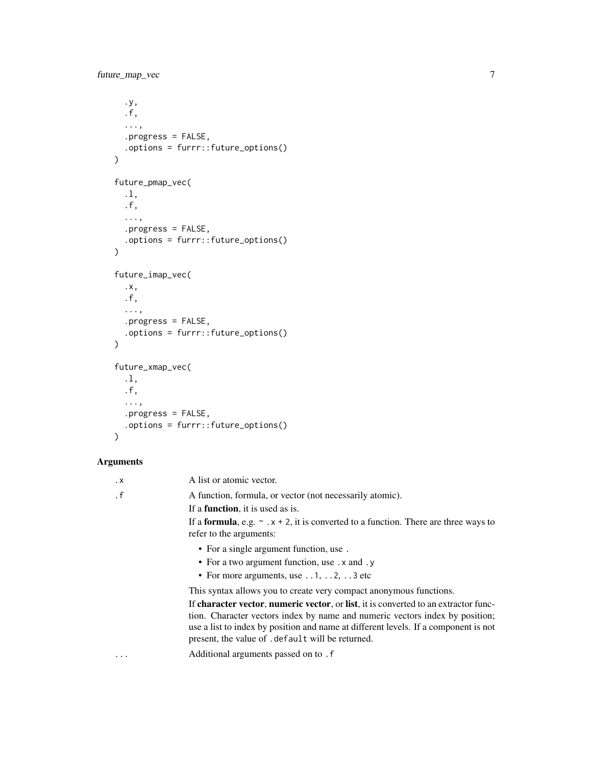```
  .y,
  .f,
  ...,
  .progress = FALSE,
  .options = furrr::future_options()
)

future_pmap_vec(
  .l,
  .f,
  ...,
  .progress = FALSE,
  .options = furrr::future_options()
)

future_imap_vec(
  .x,
  .f,
  ...,
  .progress = FALSE,
  .options = furrr::future_options()
)

future_xmap_vec(
  .l,
  .f,
  ...,
  .progress = FALSE,
  .options = furrr::future_options()
)
```

### Arguments

`.x` A list or atomic vector.

`.f` A function, formula, or vector (not necessarily atomic).

If a **function**, it is used as is.

If a **formula**, e.g. `~ .x + 2`, it is converted to a function. There are three ways to refer to the arguments:

- For a single argument function, use `.`
- For a two argument function, use `.x` and `.y`
- For more arguments, use `..1`, `..2`, `..3` etc

This syntax allows you to create very compact anonymous functions.

If **character vector**, **numeric vector**, or **list**, it is converted to an extractor function. Character vectors index by name and numeric vectors index by position; use a list to index by position and name at different levels. If a component is not present, the value of `.default` will be returned.

`...` Additional arguments passed on to `.f`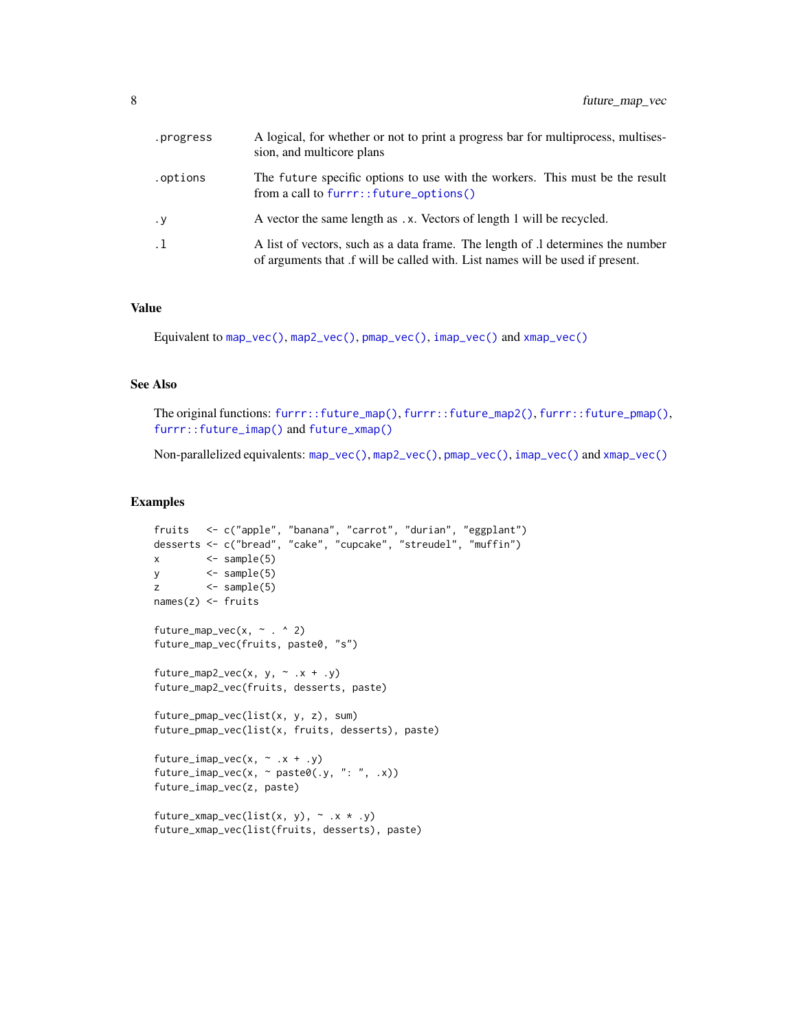| | |
|---|---|
| `.progress` | A logical, for whether or not to print a progress bar for multiprocess, multisession, and multicore plans |
| `.options` | The `future` specific options to use with the workers. This must be the result from a call to `furrr::future_options()` |
| `.y` | A vector the same length as `.x`. Vectors of length 1 will be recycled. |
| `.l` | A list of vectors, such as a data frame. The length of .l determines the number of arguments that .f will be called with. List names will be used if present. |

## Value

Equivalent to `map_vec()`, `map2_vec()`, `pmap_vec()`, `imap_vec()` and `xmap_vec()`

## See Also

The original functions: `furrr::future_map()`, `furrr::future_map2()`, `furrr::future_pmap()`, `furrr::future_imap()` and `future_xmap()`

Non-parallelized equivalents: `map_vec()`, `map2_vec()`, `pmap_vec()`, `imap_vec()` and `xmap_vec()`

## Examples

```
fruits   <- c("apple", "banana", "carrot", "durian", "eggplant")
desserts <- c("bread", "cake", "cupcake", "streudel", "muffin")
x        <- sample(5)
y        <- sample(5)
z        <- sample(5)
names(z) <- fruits

future_map_vec(x, ~ . ^ 2)
future_map_vec(fruits, paste0, "s")

future_map2_vec(x, y, ~ .x + .y)
future_map2_vec(fruits, desserts, paste)

future_pmap_vec(list(x, y, z), sum)
future_pmap_vec(list(x, fruits, desserts), paste)

future_imap_vec(x, ~ .x + .y)
future_imap_vec(x, ~ paste0(.y, ": ", .x))
future_imap_vec(z, paste)

future_xmap_vec(list(x, y), ~ .x * .y)
future_xmap_vec(list(fruits, desserts), paste)
```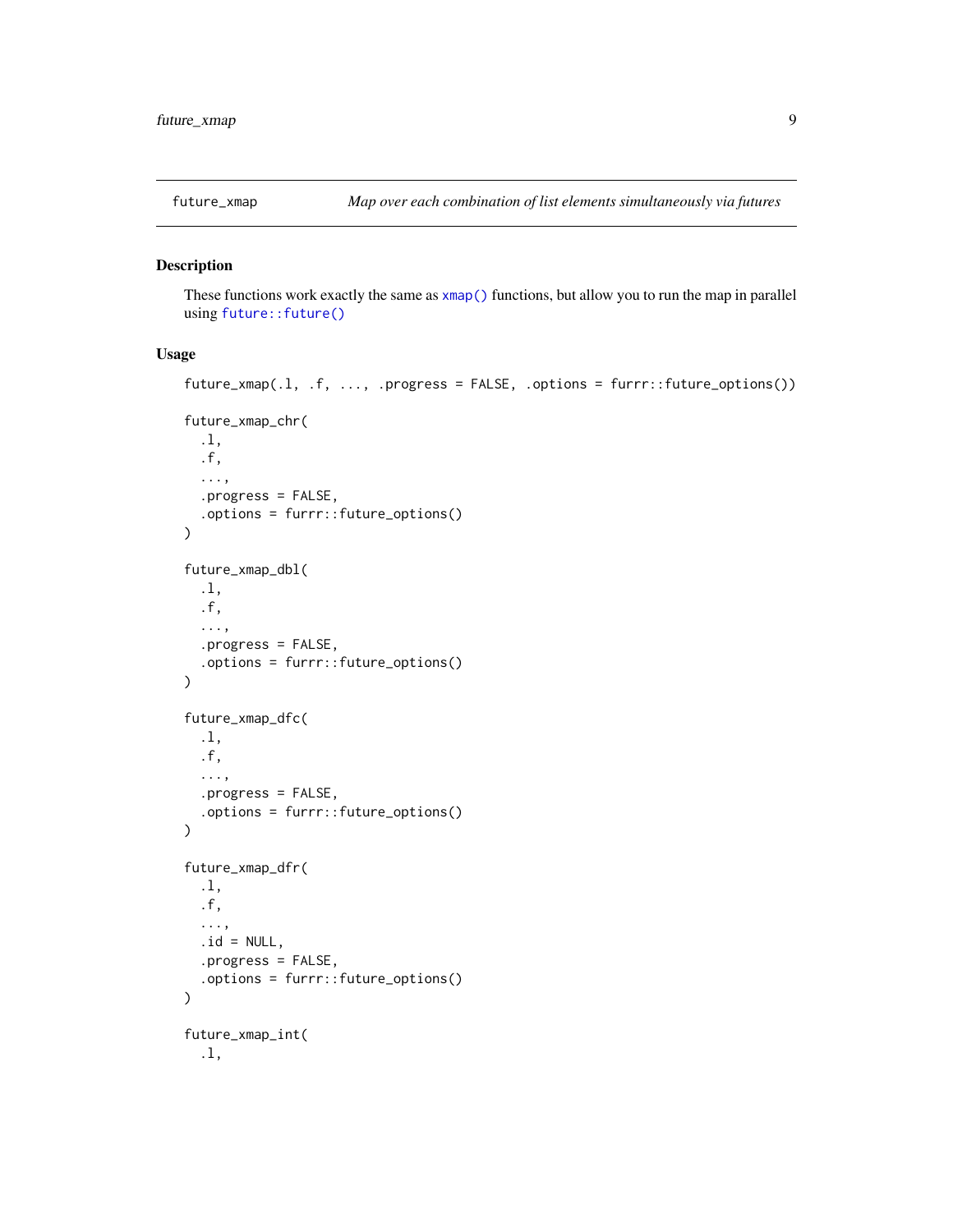## future_xmap — *Map over each combination of list elements simultaneously via futures*

### Description

These functions work exactly the same as `xmap()` functions, but allow you to run the map in parallel using `future::future()`

### Usage

```
future_xmap(.l, .f, ..., .progress = FALSE, .options = furrr::future_options())

future_xmap_chr(
  .l,
  .f,
  ...,
  .progress = FALSE,
  .options = furrr::future_options()
)

future_xmap_dbl(
  .l,
  .f,
  ...,
  .progress = FALSE,
  .options = furrr::future_options()
)

future_xmap_dfc(
  .l,
  .f,
  ...,
  .progress = FALSE,
  .options = furrr::future_options()
)

future_xmap_dfr(
  .l,
  .f,
  ...,
  .id = NULL,
  .progress = FALSE,
  .options = furrr::future_options()
)

future_xmap_int(
  .l,
```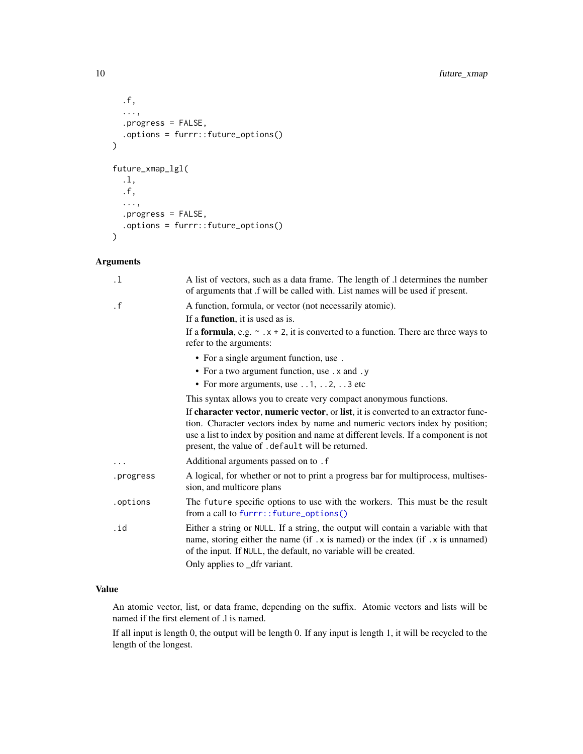```
  .f,
  ...,
  .progress = FALSE,
  .options = furrr::future_options()
)

future_xmap_lgl(
  .l,
  .f,
  ...,
  .progress = FALSE,
  .options = furrr::future_options()
)
```

### Arguments

| | |
|---|---|
| `.l` | A list of vectors, such as a data frame. The length of .l determines the number of arguments that .f will be called with. List names will be used if present. |
| `.f` | A function, formula, or vector (not necessarily atomic).<br>If a **function**, it is used as is.<br>If a **formula**, e.g. `~ .x + 2`, it is converted to a function. There are three ways to refer to the arguments:<br>• For a single argument function, use `.`<br>• For a two argument function, use `.x` and `.y`<br>• For more arguments, use `..1`, `..2`, `..3` etc<br>This syntax allows you to create very compact anonymous functions.<br>If **character vector**, **numeric vector**, or **list**, it is converted to an extractor function. Character vectors index by name and numeric vectors index by position; use a list to index by position and name at different levels. If a component is not present, the value of `.default` will be returned. |
| `...` | Additional arguments passed on to `.f` |
| `.progress` | A logical, for whether or not to print a progress bar for multiprocess, multisession, and multicore plans |
| `.options` | The `future` specific options to use with the workers. This must be the result from a call to `furrr::future_options()` |
| `.id` | Either a string or `NULL`. If a string, the output will contain a variable with that name, storing either the name (if `.x` is named) or the index (if `.x` is unnamed) of the input. If `NULL`, the default, no variable will be created.<br>Only applies to _dfr variant. |

### Value

An atomic vector, list, or data frame, depending on the suffix. Atomic vectors and lists will be named if the first element of .l is named.

If all input is length 0, the output will be length 0. If any input is length 1, it will be recycled to the length of the longest.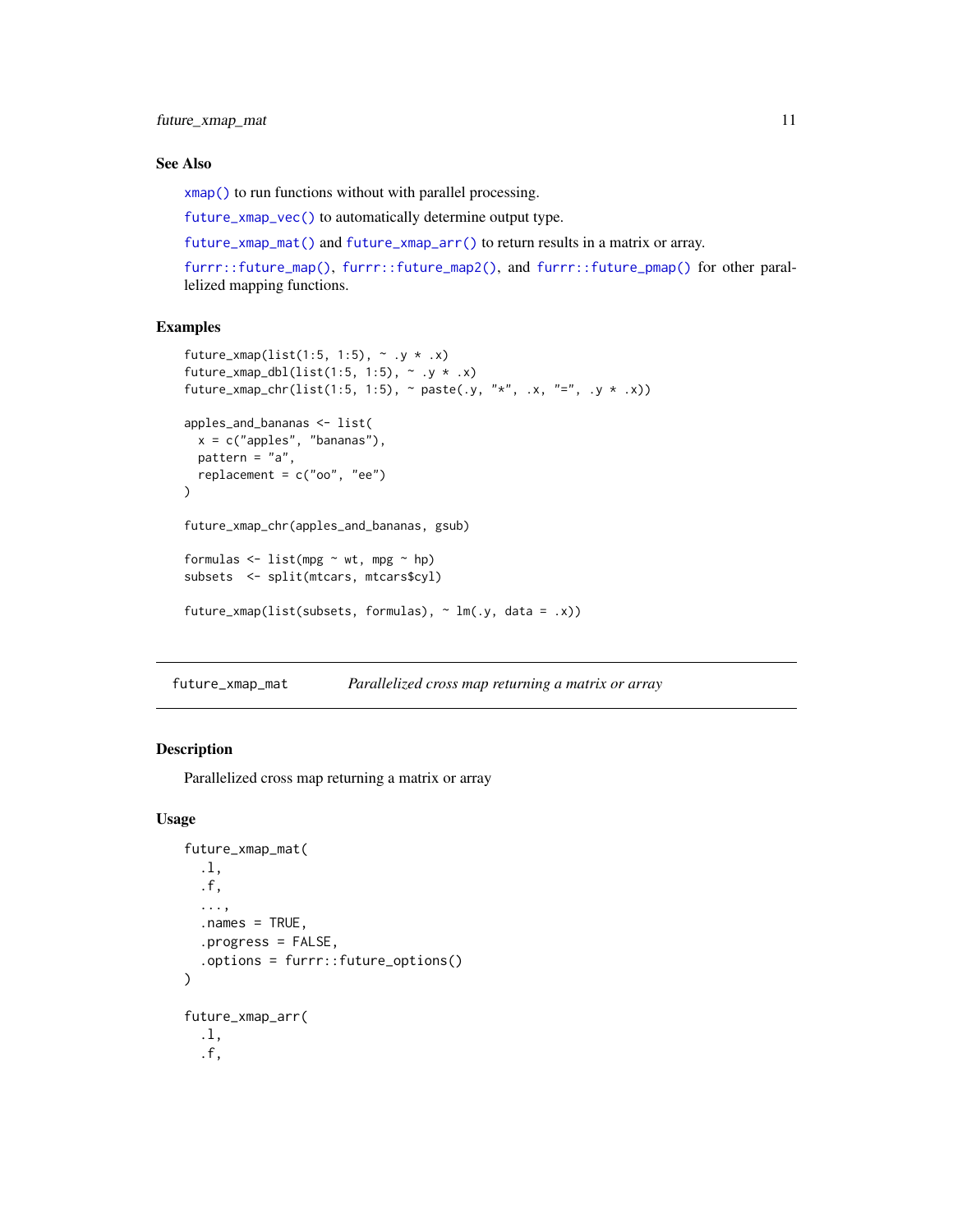### See Also

`xmap()` to run functions without with parallel processing.

`future_xmap_vec()` to automatically determine output type.

`future_xmap_mat()` and `future_xmap_arr()` to return results in a matrix or array.

`furrr::future_map()`, `furrr::future_map2()`, and `furrr::future_pmap()` for other parallelized mapping functions.

### Examples

```
future_xmap(list(1:5, 1:5), ~ .y * .x)
future_xmap_dbl(list(1:5, 1:5), ~ .y * .x)
future_xmap_chr(list(1:5, 1:5), ~ paste(.y, "*", .x, "=", .y * .x))

apples_and_bananas <- list(
  x = c("apples", "bananas"),
  pattern = "a",
  replacement = c("oo", "ee")
)

future_xmap_chr(apples_and_bananas, gsub)

formulas <- list(mpg ~ wt, mpg ~ hp)
subsets  <- split(mtcars, mtcars$cyl)

future_xmap(list(subsets, formulas), ~ lm(.y, data = .x))
```

---

## future_xmap_mat — *Parallelized cross map returning a matrix or array*

### Description

Parallelized cross map returning a matrix or array

### Usage

```
future_xmap_mat(
  .l,
  .f,
  ...,
  .names = TRUE,
  .progress = FALSE,
  .options = furrr::future_options()
)

future_xmap_arr(
  .l,
  .f,
```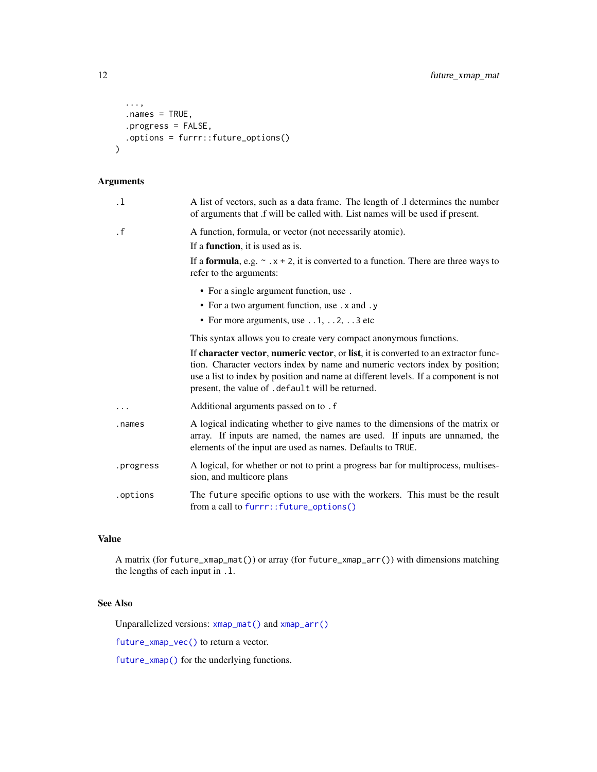```
  ...,
  .names = TRUE,
  .progress = FALSE,
  .options = furrr::future_options()
)
```

## Arguments

| | |
|---|---|
| `.l` | A list of vectors, such as a data frame. The length of .l determines the number of arguments that .f will be called with. List names will be used if present. |
| `.f` | A function, formula, or vector (not necessarily atomic).<br><br>If a **function**, it is used as is.<br><br>If a **formula**, e.g. `~ .x + 2`, it is converted to a function. There are three ways to refer to the arguments:<br><br>• For a single argument function, use `.`<br>• For a two argument function, use `.x` and `.y`<br>• For more arguments, use `..1`, `..2`, `..3` etc<br><br>This syntax allows you to create very compact anonymous functions.<br><br>If **character vector**, **numeric vector**, or **list**, it is converted to an extractor function. Character vectors index by name and numeric vectors index by position; use a list to index by position and name at different levels. If a component is not present, the value of `.default` will be returned. |
| `...` | Additional arguments passed on to `.f` |
| `.names` | A logical indicating whether to give names to the dimensions of the matrix or array. If inputs are named, the names are used. If inputs are unnamed, the elements of the input are used as names. Defaults to `TRUE`. |
| `.progress` | A logical, for whether or not to print a progress bar for multiprocess, multisession, and multicore plans |
| `.options` | The `future` specific options to use with the workers. This must be the result from a call to `furrr::future_options()` |

## Value

A matrix (for `future_xmap_mat()`) or array (for `future_xmap_arr()`) with dimensions matching the lengths of each input in `.l`.

## See Also

Unparallelized versions: `xmap_mat()` and `xmap_arr()`

`future_xmap_vec()` to return a vector.

`future_xmap()` for the underlying functions.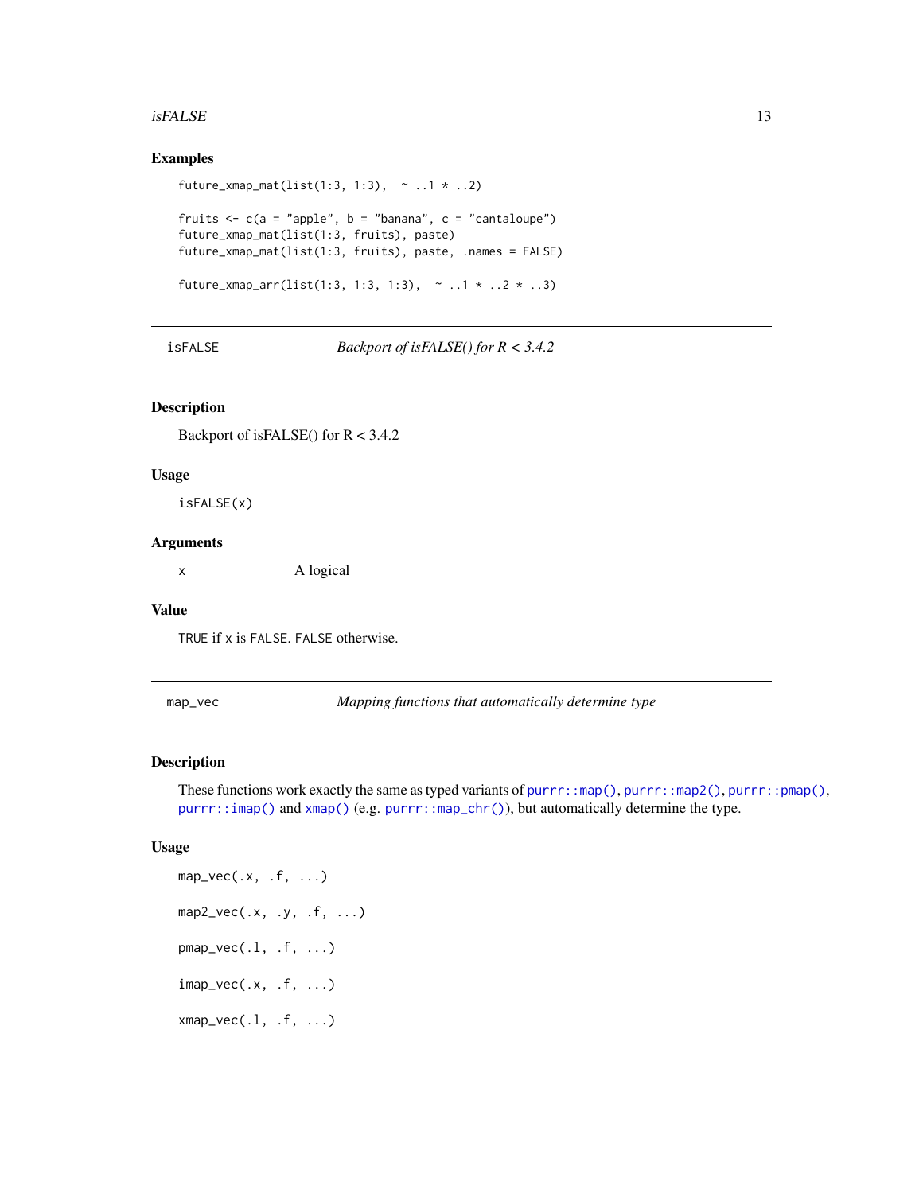### Examples

```
future_xmap_mat(list(1:3, 1:3),  ~ ..1 * ..2)

fruits <- c(a = "apple", b = "banana", c = "cantaloupe")
future_xmap_mat(list(1:3, fruits), paste)
future_xmap_mat(list(1:3, fruits), paste, .names = FALSE)

future_xmap_arr(list(1:3, 1:3, 1:3),  ~ ..1 * ..2 * ..3)
```

---

## isFALSE — *Backport of isFALSE() for R < 3.4.2*

### Description

Backport of isFALSE() for R < 3.4.2

### Usage

```
isFALSE(x)
```

### Arguments

| | |
|---|---|
| x | A logical |

### Value

`TRUE` if `x` is `FALSE`. `FALSE` otherwise.

---

## map_vec — *Mapping functions that automatically determine type*

### Description

These functions work exactly the same as typed variants of `purrr::map()`, `purrr::map2()`, `purrr::pmap()`, `purrr::imap()` and `xmap()` (e.g. `purrr::map_chr()`), but automatically determine the type.

### Usage

```
map_vec(.x, .f, ...)

map2_vec(.x, .y, .f, ...)

pmap_vec(.l, .f, ...)

imap_vec(.x, .f, ...)

xmap_vec(.l, .f, ...)
```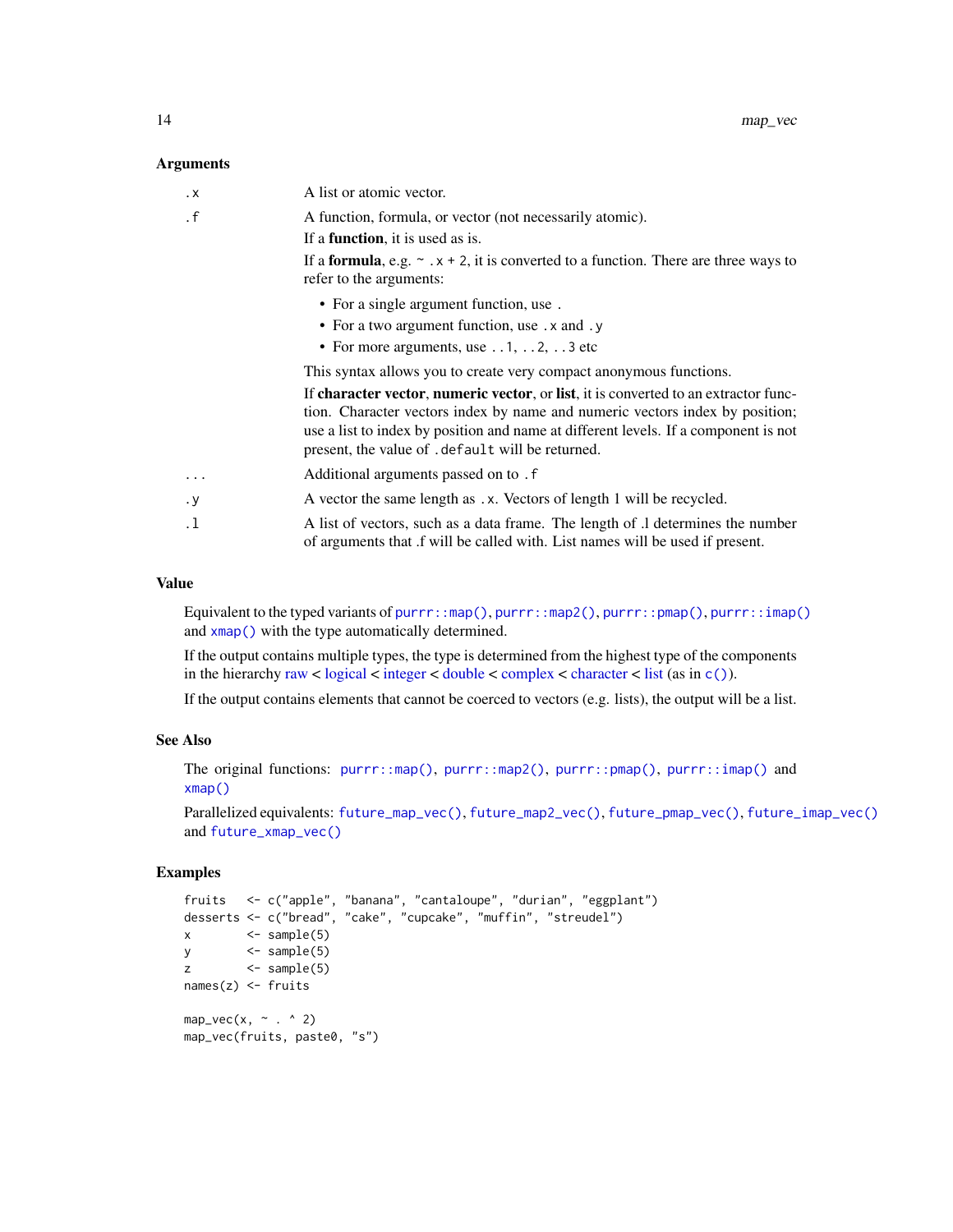### Arguments

| | |
|---|---|
| `.x` | A list or atomic vector. |
| `.f` | A function, formula, or vector (not necessarily atomic).<br>If a **function**, it is used as is.<br>If a **formula**, e.g. `~ .x + 2`, it is converted to a function. There are three ways to refer to the arguments:<br>• For a single argument function, use `.`<br>• For a two argument function, use `.x` and `.y`<br>• For more arguments, use `..1`, `..2`, `..3` etc<br>This syntax allows you to create very compact anonymous functions.<br>If **character vector**, **numeric vector**, or **list**, it is converted to an extractor function. Character vectors index by name and numeric vectors index by position; use a list to index by position and name at different levels. If a component is not present, the value of `.default` will be returned. |
| `...` | Additional arguments passed on to `.f` |
| `.y` | A vector the same length as `.x`. Vectors of length 1 will be recycled. |
| `.l` | A list of vectors, such as a data frame. The length of .l determines the number of arguments that .f will be called with. List names will be used if present. |

### Value

Equivalent to the typed variants of `purrr::map()`, `purrr::map2()`, `purrr::pmap()`, `purrr::imap()` and `xmap()` with the type automatically determined.

If the output contains multiple types, the type is determined from the highest type of the components in the hierarchy raw < logical < integer < double < complex < character < list (as in `c()`).

If the output contains elements that cannot be coerced to vectors (e.g. lists), the output will be a list.

### See Also

The original functions: `purrr::map()`, `purrr::map2()`, `purrr::pmap()`, `purrr::imap()` and `xmap()`

Parallelized equivalents: `future_map_vec()`, `future_map2_vec()`, `future_pmap_vec()`, `future_imap_vec()` and `future_xmap_vec()`

### Examples

```
fruits   <- c("apple", "banana", "cantaloupe", "durian", "eggplant")
desserts <- c("bread", "cake", "cupcake", "muffin", "streudel")
x        <- sample(5)
y        <- sample(5)
z        <- sample(5)
names(z) <- fruits

map_vec(x, ~ . ^ 2)
map_vec(fruits, paste0, "s")
```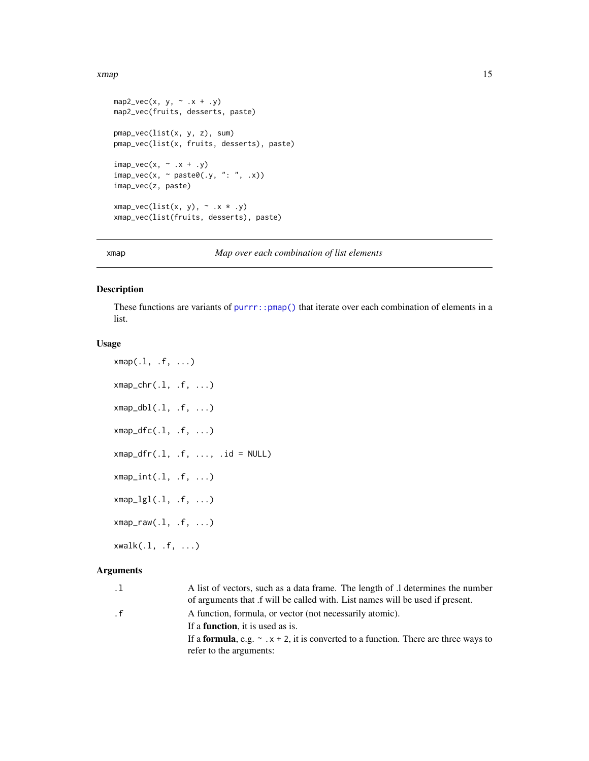```
map2_vec(x, y, ~ .x + .y)
map2_vec(fruits, desserts, paste)

pmap_vec(list(x, y, z), sum)
pmap_vec(list(x, fruits, desserts), paste)

imap_vec(x, ~ .x + .y)
imap_vec(x, ~ paste0(.y, ": ", .x))
imap_vec(z, paste)

xmap_vec(list(x, y), ~ .x * .y)
xmap_vec(list(fruits, desserts), paste)
```

---

`xmap` *Map over each combination of list elements*

---

## Description

These functions are variants of `purrr::pmap()` that iterate over each combination of elements in a list.

## Usage

```
xmap(.l, .f, ...)

xmap_chr(.l, .f, ...)

xmap_dbl(.l, .f, ...)

xmap_dfc(.l, .f, ...)

xmap_dfr(.l, .f, ..., .id = NULL)

xmap_int(.l, .f, ...)

xmap_lgl(.l, .f, ...)

xmap_raw(.l, .f, ...)

xwalk(.l, .f, ...)
```

## Arguments

`.l` A list of vectors, such as a data frame. The length of .l determines the number of arguments that .f will be called with. List names will be used if present.

`.f` A function, formula, or vector (not necessarily atomic).

If a **function**, it is used as is.

If a **formula**, e.g. `~ .x + 2`, it is converted to a function. There are three ways to refer to the arguments: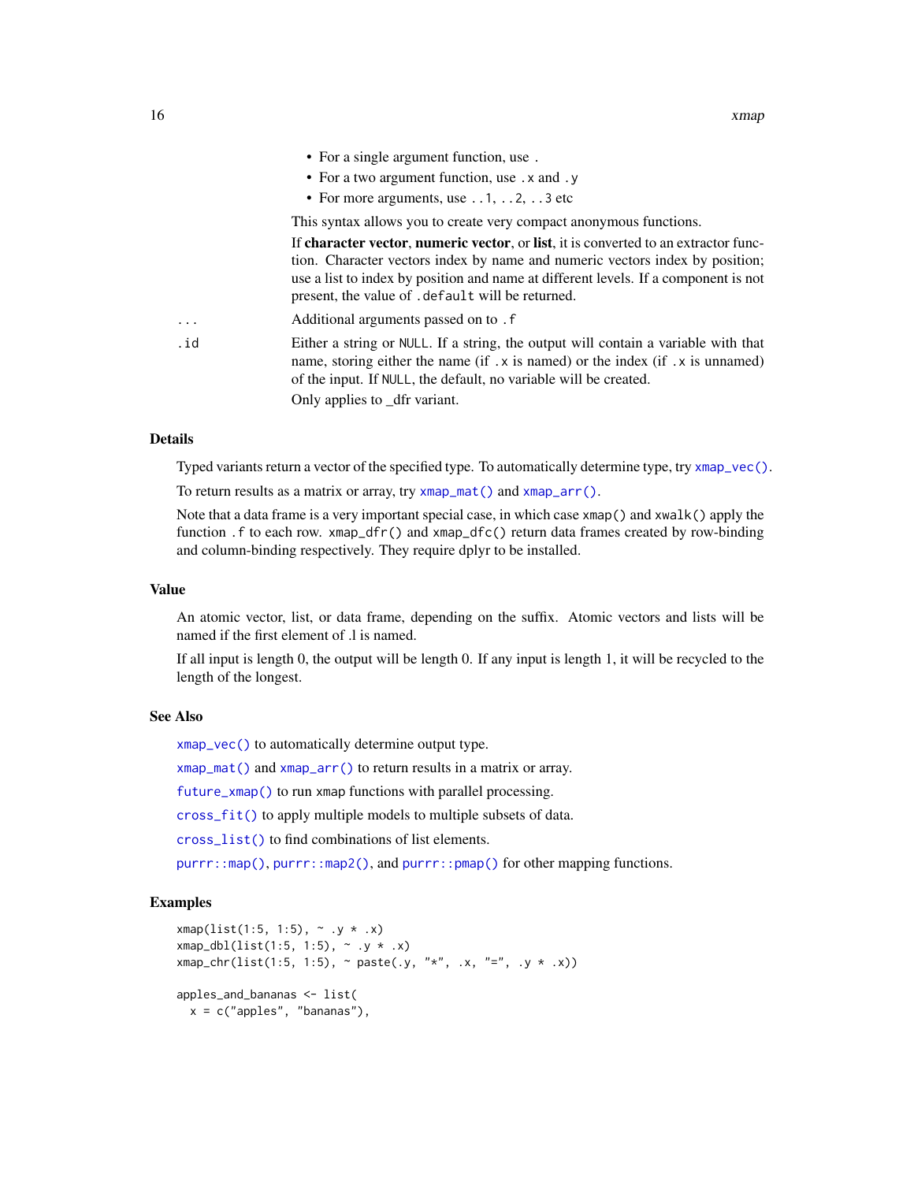- For a single argument function, use .
- For a two argument function, use .x and .y
- For more arguments, use ..1, ..2, ..3 etc

This syntax allows you to create very compact anonymous functions.

If **character vector**, **numeric vector**, or **list**, it is converted to an extractor function. Character vectors index by name and numeric vectors index by position; use a list to index by position and name at different levels. If a component is not present, the value of `.default` will be returned.

`...` Additional arguments passed on to `.f`

`.id` Either a string or `NULL`. If a string, the output will contain a variable with that name, storing either the name (if `.x` is named) or the index (if `.x` is unnamed) of the input. If `NULL`, the default, no variable will be created.

Only applies to _dfr variant.

## Details

Typed variants return a vector of the specified type. To automatically determine type, try `xmap_vec()`.

To return results as a matrix or array, try `xmap_mat()` and `xmap_arr()`.

Note that a data frame is a very important special case, in which case `xmap()` and `xwalk()` apply the function `.f` to each row. `xmap_dfr()` and `xmap_dfc()` return data frames created by row-binding and column-binding respectively. They require dplyr to be installed.

## Value

An atomic vector, list, or data frame, depending on the suffix. Atomic vectors and lists will be named if the first element of .l is named.

If all input is length 0, the output will be length 0. If any input is length 1, it will be recycled to the length of the longest.

## See Also

`xmap_vec()` to automatically determine output type.

`xmap_mat()` and `xmap_arr()` to return results in a matrix or array.

`future_xmap()` to run `xmap` functions with parallel processing.

`cross_fit()` to apply multiple models to multiple subsets of data.

`cross_list()` to find combinations of list elements.

`purrr::map()`, `purrr::map2()`, and `purrr::pmap()` for other mapping functions.

## Examples

```
xmap(list(1:5, 1:5), ~ .y * .x)
xmap_dbl(list(1:5, 1:5), ~ .y * .x)
xmap_chr(list(1:5, 1:5), ~ paste(.y, "*", .x, "=", .y * .x))

apples_and_bananas <- list(
  x = c("apples", "bananas"),
```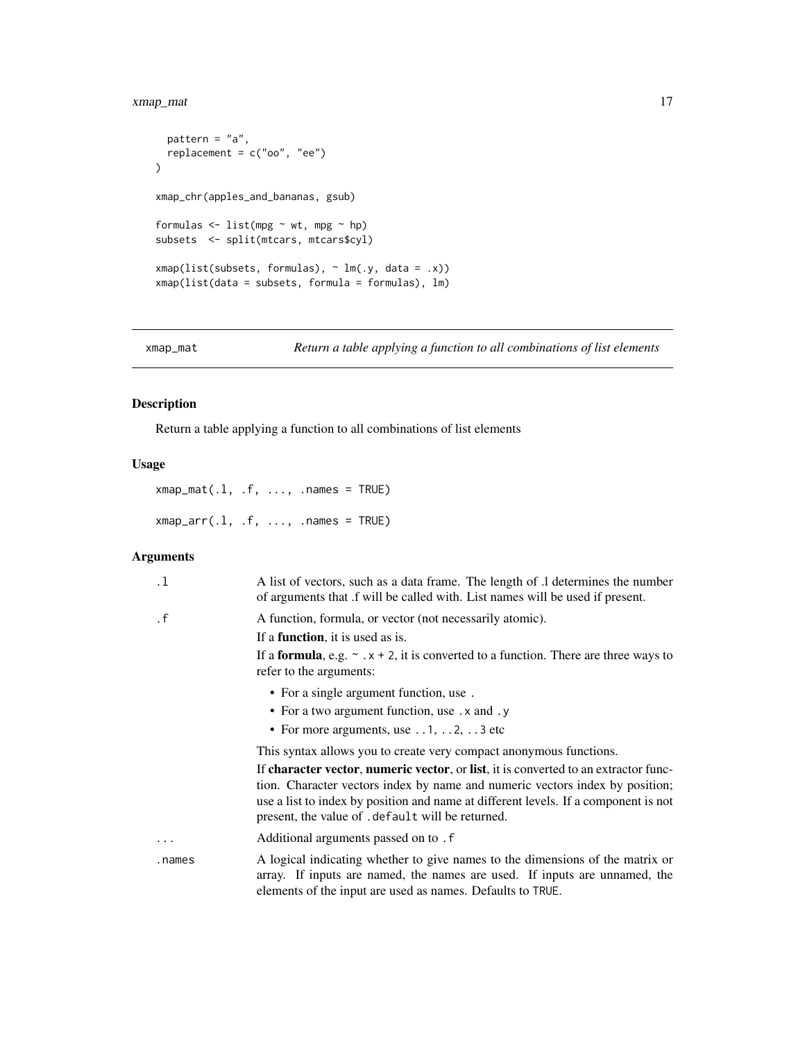```
  pattern = "a",
  replacement = c("oo", "ee")
)

xmap_chr(apples_and_bananas, gsub)

formulas <- list(mpg ~ wt, mpg ~ hp)
subsets  <- split(mtcars, mtcars$cyl)

xmap(list(subsets, formulas), ~ lm(.y, data = .x))
xmap(list(data = subsets, formula = formulas), lm)
```

## xmap_mat — *Return a table applying a function to all combinations of list elements*

### Description

Return a table applying a function to all combinations of list elements

### Usage

```
xmap_mat(.l, .f, ..., .names = TRUE)

xmap_arr(.l, .f, ..., .names = TRUE)
```

### Arguments

| Argument | Description |
|---|---|
| `.l` | A list of vectors, such as a data frame. The length of .l determines the number of arguments that .f will be called with. List names will be used if present. |
| `.f` | A function, formula, or vector (not necessarily atomic).<br>If a **function**, it is used as is.<br>If a **formula**, e.g. `~ .x + 2`, it is converted to a function. There are three ways to refer to the arguments:<br>• For a single argument function, use `.`<br>• For a two argument function, use `.x` and `.y`<br>• For more arguments, use `..1`, `..2`, `..3` etc<br>This syntax allows you to create very compact anonymous functions.<br>If **character vector**, **numeric vector**, or **list**, it is converted to an extractor function. Character vectors index by name and numeric vectors index by position; use a list to index by position and name at different levels. If a component is not present, the value of `.default` will be returned. |
| `...` | Additional arguments passed on to `.f` |
| `.names` | A logical indicating whether to give names to the dimensions of the matrix or array. If inputs are named, the names are used. If inputs are unnamed, the elements of the input are used as names. Defaults to `TRUE`. |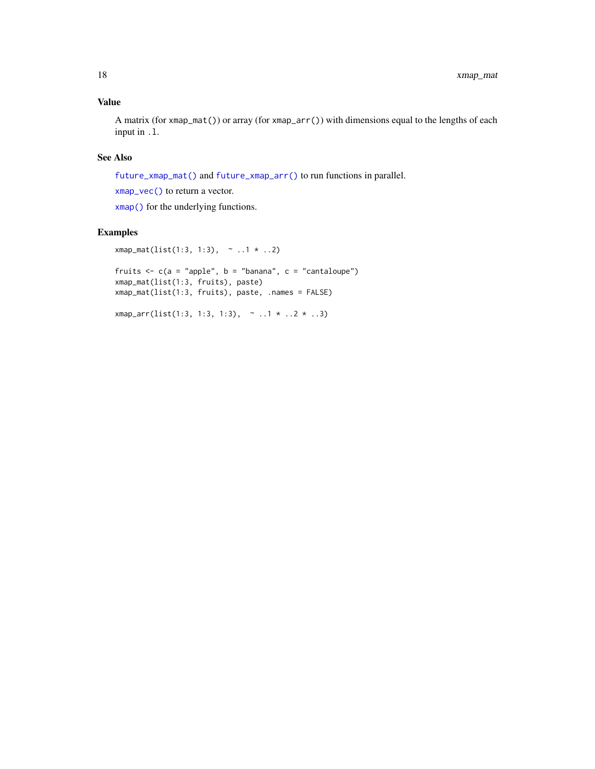## Value

A matrix (for `xmap_mat()`) or array (for `xmap_arr()`) with dimensions equal to the lengths of each input in `.l`.

## See Also

`future_xmap_mat()` and `future_xmap_arr()` to run functions in parallel.

`xmap_vec()` to return a vector.

`xmap()` for the underlying functions.

## Examples

```
xmap_mat(list(1:3, 1:3),  ~ ..1 * ..2)

fruits <- c(a = "apple", b = "banana", c = "cantaloupe")
xmap_mat(list(1:3, fruits), paste)
xmap_mat(list(1:3, fruits), paste, .names = FALSE)

xmap_arr(list(1:3, 1:3, 1:3),  ~ ..1 * ..2 * ..3)
```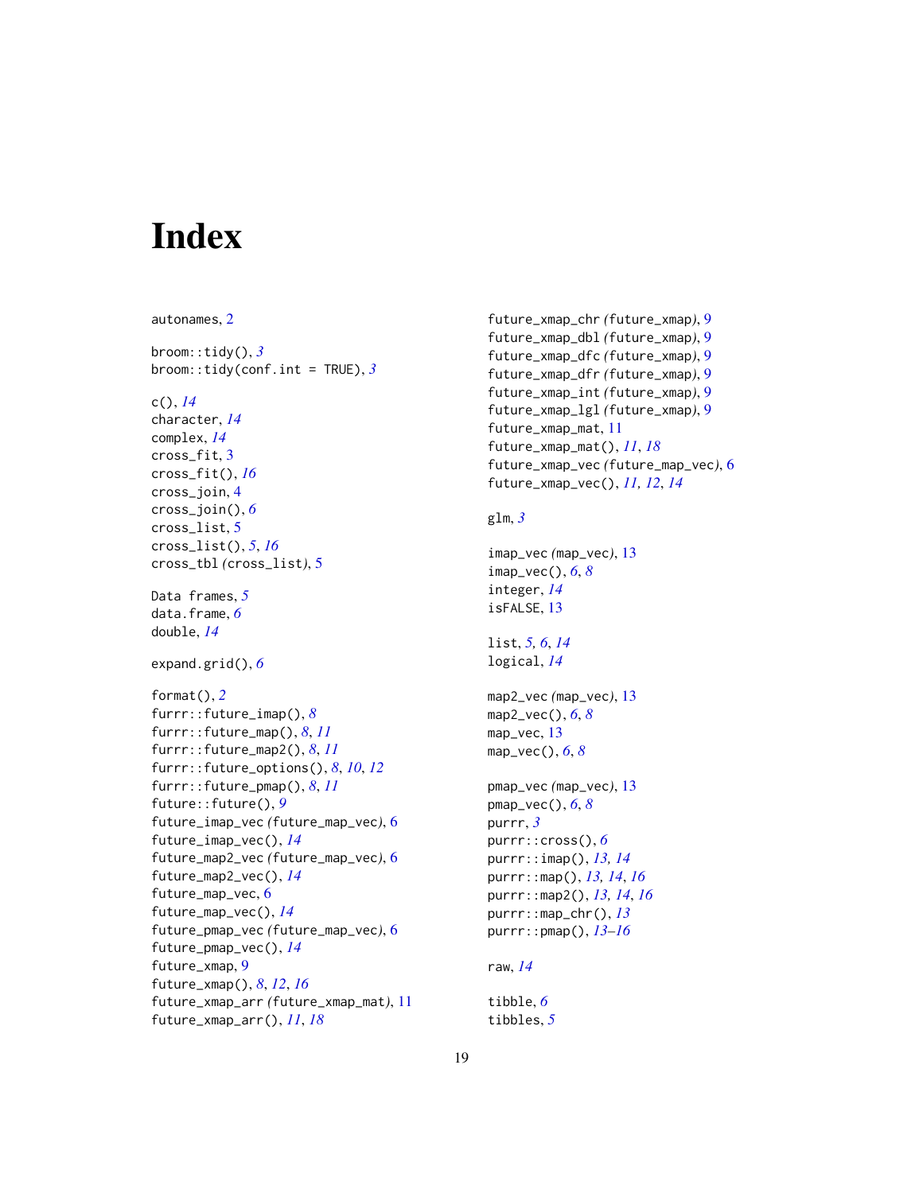# Index

autonames, 2

broom::tidy(), 3
broom::tidy(conf.int = TRUE), 3

c(), 14
character, 14
complex, 14
cross_fit, 3
cross_fit(), 16
cross_join, 4
cross_join(), 6
cross_list, 5
cross_list(), 5, 16
cross_tbl (cross_list), 5

Data frames, 5
data.frame, 6
double, 14

expand.grid(), 6

format(), 2
furrr::future_imap(), 8
furrr::future_map(), 8, 11
furrr::future_map2(), 8, 11
furrr::future_options(), 8, 10, 12
furrr::future_pmap(), 8, 11
future::future(), 9
future_imap_vec (future_map_vec), 6
future_imap_vec(), 14
future_map2_vec (future_map_vec), 6
future_map2_vec(), 14
future_map_vec, 6
future_map_vec(), 14
future_pmap_vec (future_map_vec), 6
future_pmap_vec(), 14
future_xmap, 9
future_xmap(), 8, 12, 16
future_xmap_arr (future_xmap_mat), 11
future_xmap_arr(), 11, 18
future_xmap_chr (future_xmap), 9
future_xmap_dbl (future_xmap), 9
future_xmap_dfc (future_xmap), 9
future_xmap_dfr (future_xmap), 9
future_xmap_int (future_xmap), 9
future_xmap_lgl (future_xmap), 9
future_xmap_mat, 11
future_xmap_mat(), 11, 18
future_xmap_vec (future_map_vec), 6
future_xmap_vec(), 11, 12, 14

glm, 3

imap_vec (map_vec), 13
imap_vec(), 6, 8
integer, 14
isFALSE, 13

list, 5, 6, 14
logical, 14

map2_vec (map_vec), 13
map2_vec(), 6, 8
map_vec, 13
map_vec(), 6, 8

pmap_vec (map_vec), 13
pmap_vec(), 6, 8
purrr, 3
purrr::cross(), 6
purrr::imap(), 13, 14
purrr::map(), 13, 14, 16
purrr::map2(), 13, 14, 16
purrr::map_chr(), 13
purrr::pmap(), 13–16

raw, 14

tibble, 6
tibbles, 5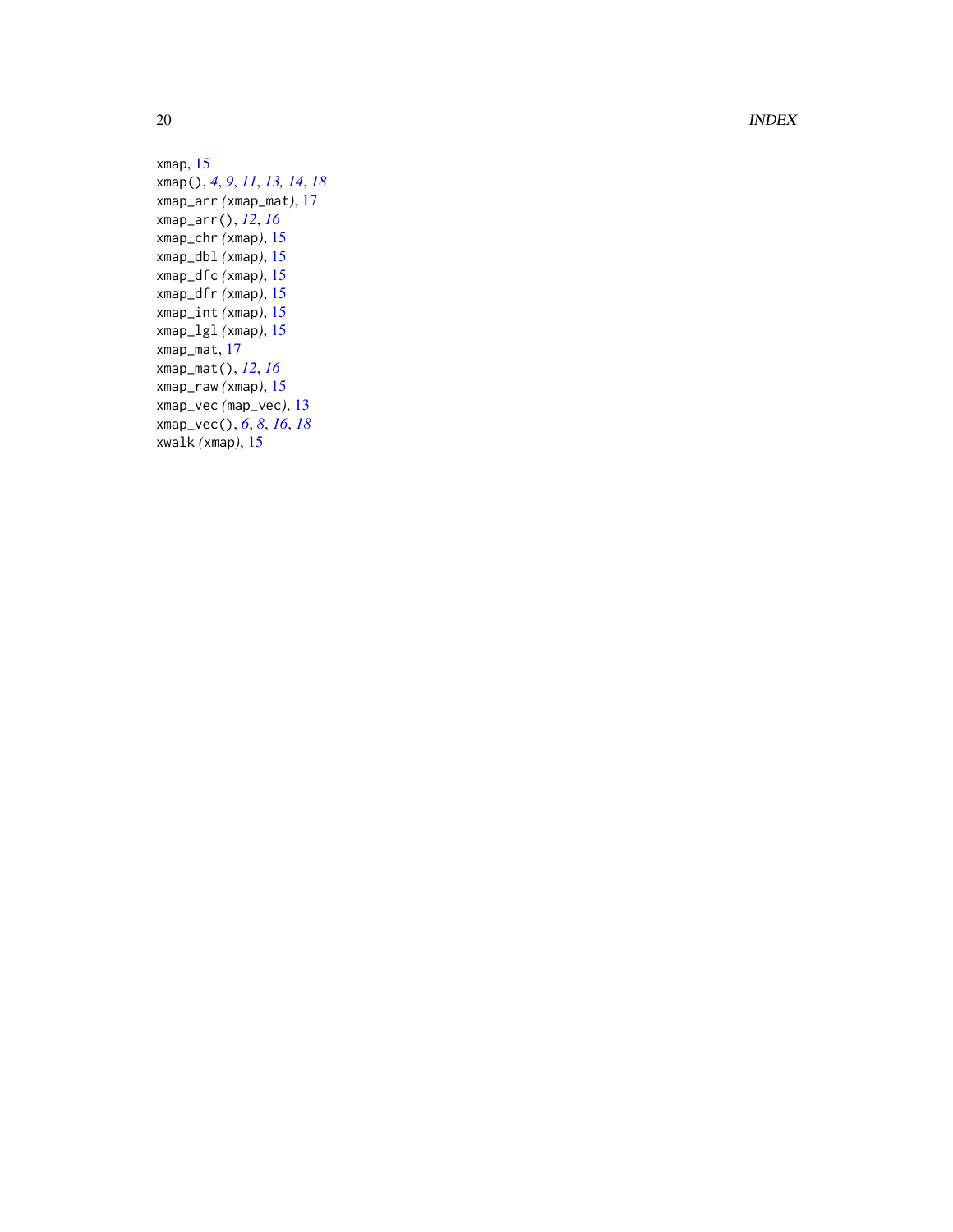xmap, 15
xmap(), *4*, *9*, *11*, *13, 14*, *18*
xmap_arr *(*xmap_mat*)*, 17
xmap_arr(), *12*, *16*
xmap_chr *(*xmap*)*, 15
xmap_dbl *(*xmap*)*, 15
xmap_dfc *(*xmap*)*, 15
xmap_dfr *(*xmap*)*, 15
xmap_int *(*xmap*)*, 15
xmap_lgl *(*xmap*)*, 15
xmap_mat, 17
xmap_mat(), *12*, *16*
xmap_raw *(*xmap*)*, 15
xmap_vec *(*map_vec*)*, 13
xmap_vec(), *6*, *8*, *16*, *18*
xwalk *(*xmap*)*, 15